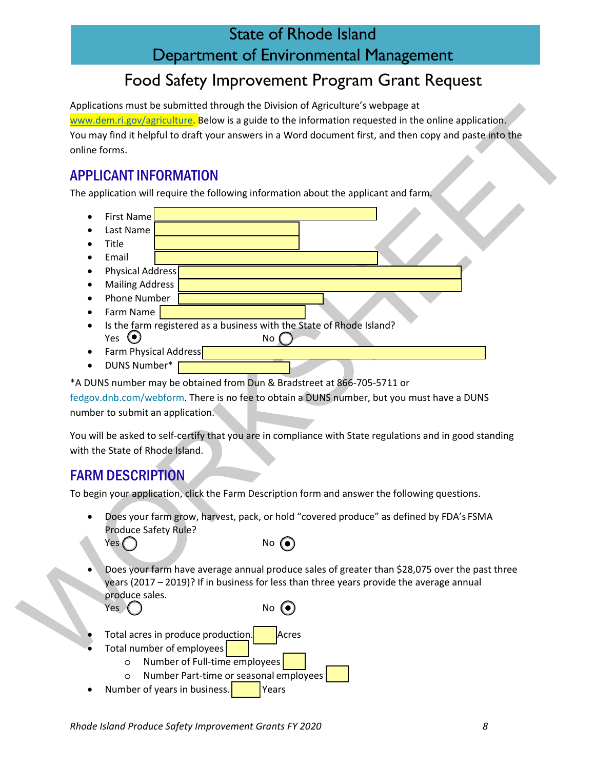# State of Rhode Island
# Department of Environmental Management

## Food Safety Improvement Program Grant Request

Applications must be submitted through the Division of Agriculture's webpage at www.dem.ri.gov/agriculture. Below is a guide to the information requested in the online application. You may find it helpful to draft your answers in a Word document first, and then copy and paste into the online forms.

## APPLICANT INFORMATION

The application will require the following information about the applicant and farm.

- First Name
- Last Name
- Title
- Email
- Physical Address
- Mailing Address
- Phone Number
- Farm Name
- Is the farm registered as a business with the State of Rhode Island?
  Yes (●) No ( )
- Farm Physical Address
- DUNS Number*

*A DUNS number may be obtained from Dun & Bradstreet at 866-705-5711 or fedgov.dnb.com/webform. There is no fee to obtain a DUNS number, but you must have a DUNS number to submit an application.

You will be asked to self-certify that you are in compliance with State regulations and in good standing with the State of Rhode Island.

## FARM DESCRIPTION

To begin your application, click the Farm Description form and answer the following questions.

- Does your farm grow, harvest, pack, or hold "covered produce" as defined by FDA's FSMA Produce Safety Rule?
  Yes ( ) No (●)
- Does your farm have average annual produce sales of greater than $28,075 over the past three years (2017 – 2019)? If in business for less than three years provide the average annual produce sales.
  Yes ( ) No (●)
- Total acres in produce production. ____ Acres
- Total number of employees
  - Number of Full-time employees
  - Number Part-time or seasonal employees
- Number of years in business. ____ Years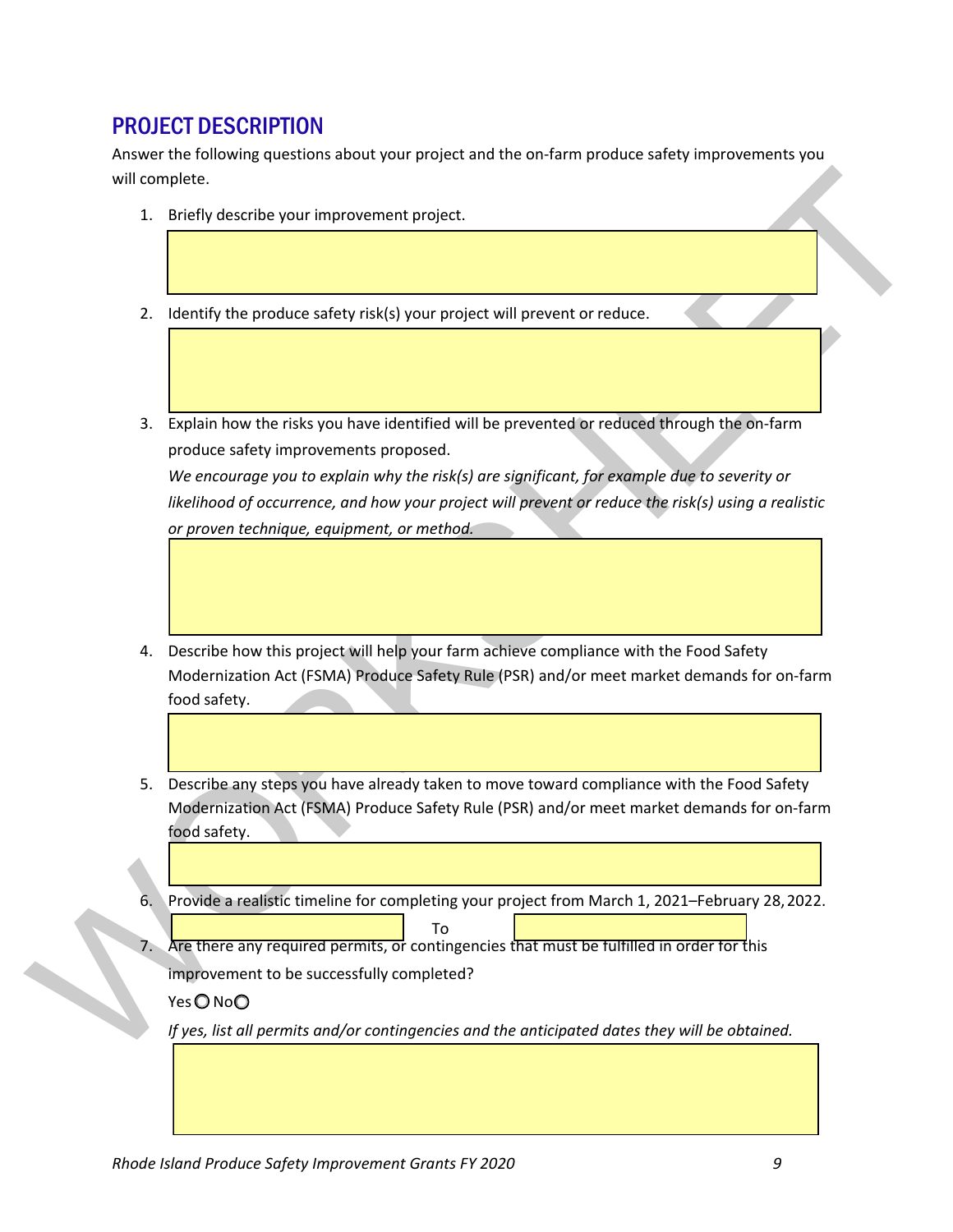## PROJECT DESCRIPTION

Answer the following questions about your project and the on-farm produce safety improvements you will complete.

1. Briefly describe your improvement project.

2. Identify the produce safety risk(s) your project will prevent or reduce.

3. Explain how the risks you have identified will be prevented or reduced through the on-farm produce safety improvements proposed.
   *We encourage you to explain why the risk(s) are significant, for example due to severity or likelihood of occurrence, and how your project will prevent or reduce the risk(s) using a realistic or proven technique, equipment, or method.*

4. Describe how this project will help your farm achieve compliance with the Food Safety Modernization Act (FSMA) Produce Safety Rule (PSR) and/or meet market demands for on-farm food safety.

5. Describe any steps you have already taken to move toward compliance with the Food Safety Modernization Act (FSMA) Produce Safety Rule (PSR) and/or meet market demands for on-farm food safety.

6. Provide a realistic timeline for completing your project from March 1, 2021–February 28, 2022.
   \_\_\_\_\_\_\_\_\_\_ To \_\_\_\_\_\_\_\_\_\_

7. Are there any required permits, or contingencies that must be fulfilled in order for this improvement to be successfully completed?
   Yes ○ No ○
   *If yes, list all permits and/or contingencies and the anticipated dates they will be obtained.*

WORKSHEET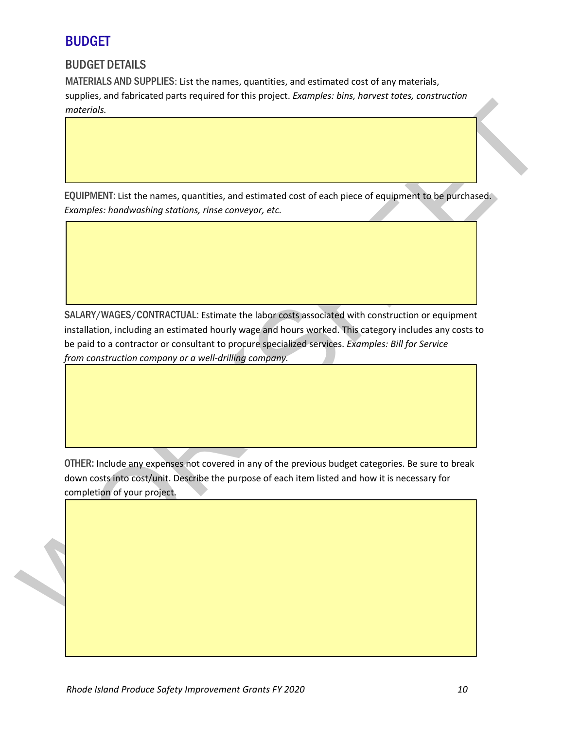## BUDGET

### BUDGET DETAILS

**MATERIALS AND SUPPLIES**: List the names, quantities, and estimated cost of any materials, supplies, and fabricated parts required for this project. *Examples: bins, harvest totes, construction materials.*

**EQUIPMENT:** List the names, quantities, and estimated cost of each piece of equipment to be purchased. *Examples: handwashing stations, rinse conveyor, etc.*

**SALARY/WAGES/CONTRACTUAL:** Estimate the labor costs associated with construction or equipment installation, including an estimated hourly wage and hours worked. This category includes any costs to be paid to a contractor or consultant to procure specialized services. *Examples: Bill for Service from construction company or a well-drilling company.*

**OTHER:** Include any expenses not covered in any of the previous budget categories. Be sure to break down costs into cost/unit. Describe the purpose of each item listed and how it is necessary for completion of your project.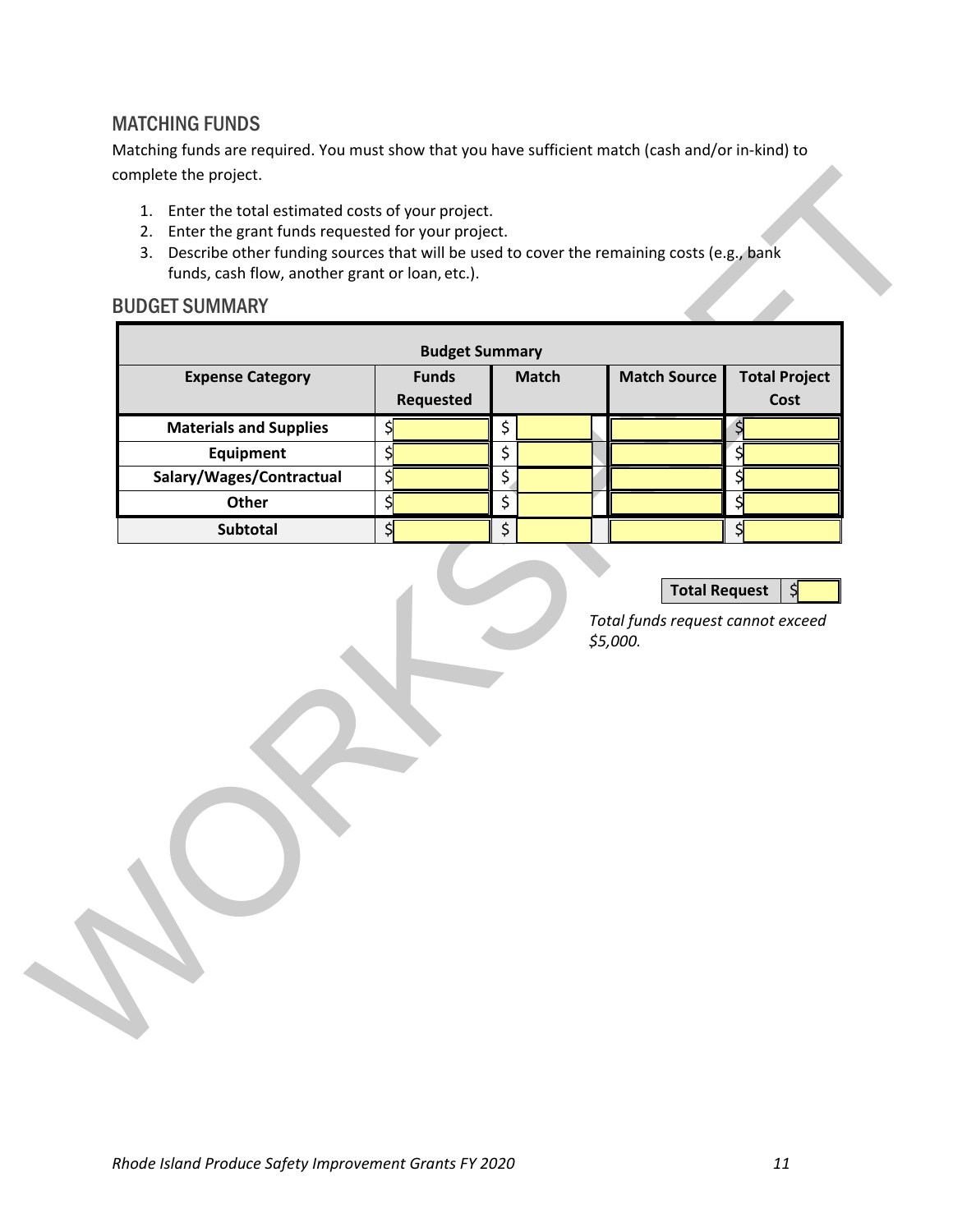## MATCHING FUNDS

Matching funds are required. You must show that you have sufficient match (cash and/or in-kind) to complete the project.

1. Enter the total estimated costs of your project.
2. Enter the grant funds requested for your project.
3. Describe other funding sources that will be used to cover the remaining costs (e.g., bank funds, cash flow, another grant or loan, etc.).

## BUDGET SUMMARY

| Budget Summary | | | | |
|---|---|---|---|---|
| **Expense Category** | **Funds Requested** | **Match** | **Match Source** | **Total Project Cost** |
| **Materials and Supplies** | $ | $ | | $ |
| **Equipment** | $ | $ | | $ |
| **Salary/Wages/Contractual** | $ | $ | | $ |
| **Other** | $ | $ | | $ |
| **Subtotal** | $ | $ | | $ |

| **Total Request** | $ |
|---|---|

*Total funds request cannot exceed $5,000.*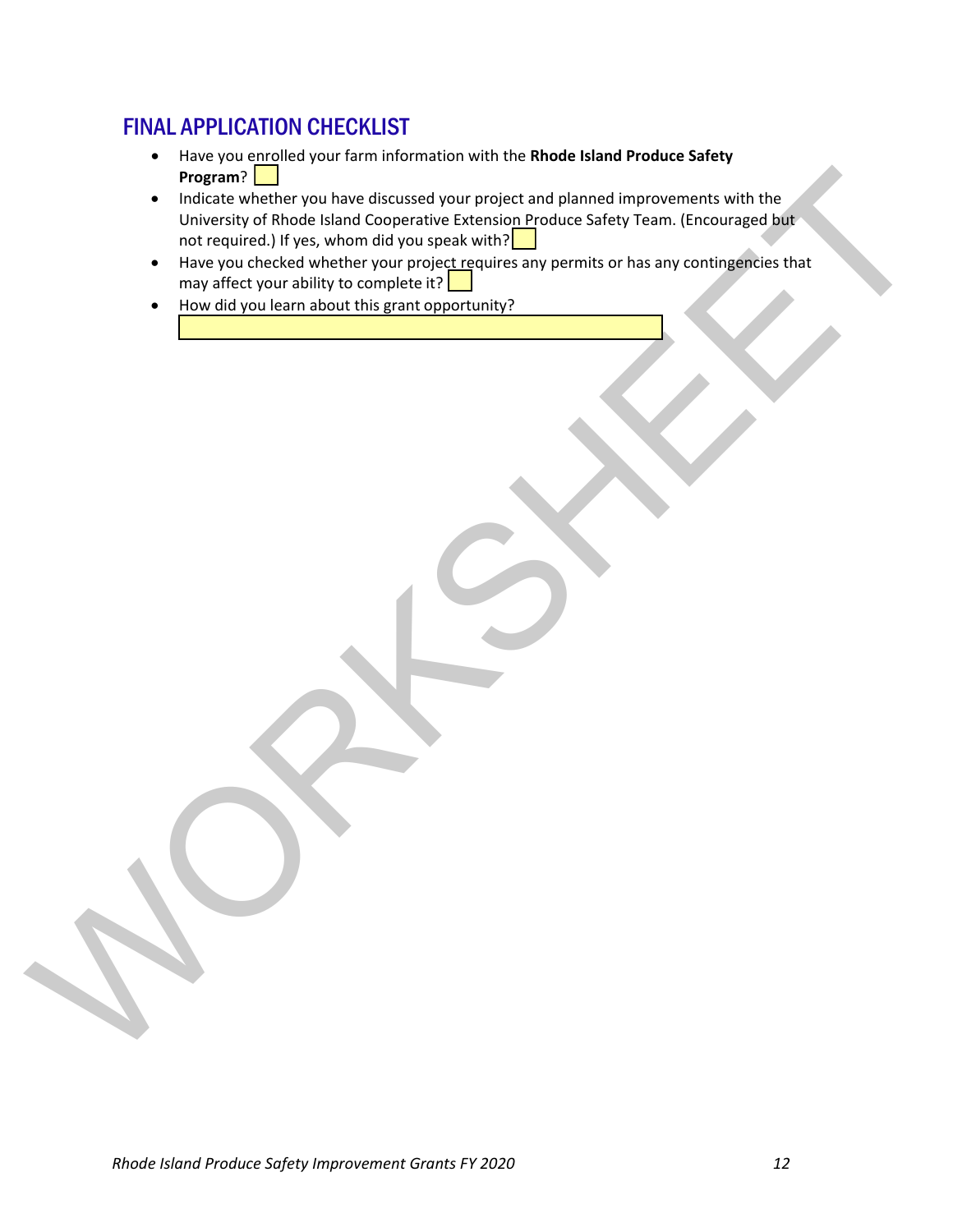## FINAL APPLICATION CHECKLIST

- Have you enrolled your farm information with the **Rhode Island Produce Safety Program**?
- Indicate whether you have discussed your project and planned improvements with the University of Rhode Island Cooperative Extension Produce Safety Team. (Encouraged but not required.) If yes, whom did you speak with?
- Have you checked whether your project requires any permits or has any contingencies that may affect your ability to complete it?
- How did you learn about this grant opportunity?

WORKSHEET